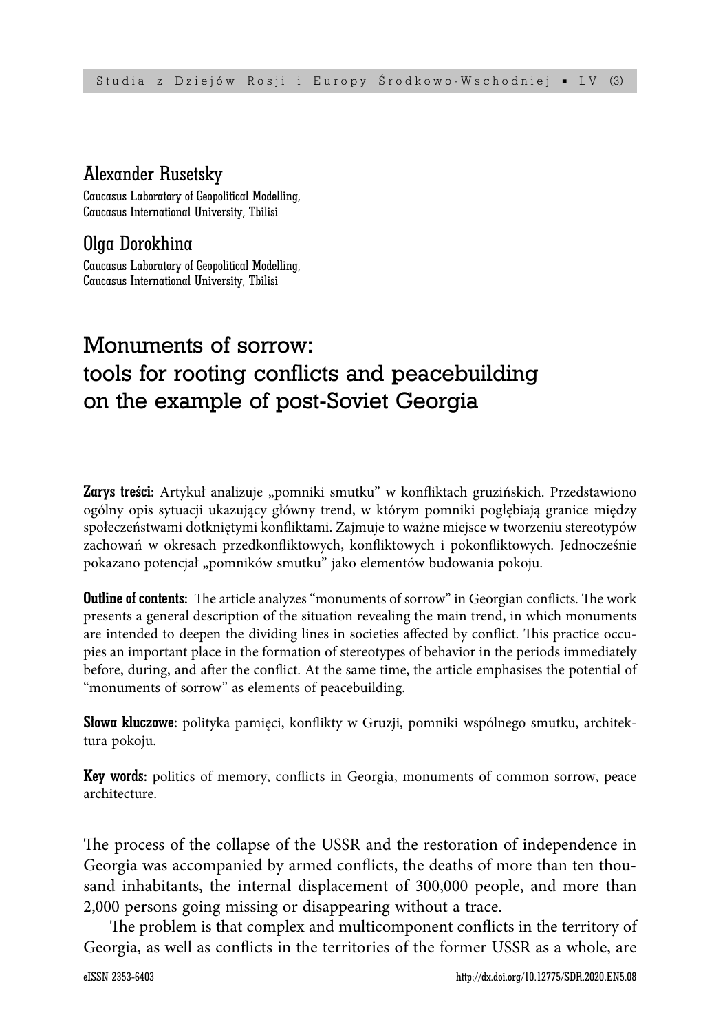Alexander Rusetsky

Caucasus Laboratory of Geopolitical Modelling,
Caucasus International University, Tbilisi

Olga Dorokhina

Caucasus Laboratory of Geopolitical Modelling,
Caucasus International University, Tbilisi

# Monuments of sorrow: tools for rooting conflicts and peacebuilding on the example of post-Soviet Georgia

**Zarys treści:** Artykuł analizuje „pomniki smutku" w konfliktach gruzińskich. Przedstawiono ogólny opis sytuacji ukazujący główny trend, w którym pomniki pogłębiają granice między społeczeństwami dotkniętymi konfliktami. Zajmuje to ważne miejsce w tworzeniu stereotypów zachowań w okresach przedkonfliktowych, konfliktowych i pokonfliktowych. Jednocześnie pokazano potencjał „pomników smutku" jako elementów budowania pokoju.

**Outline of contents:** The article analyzes "monuments of sorrow" in Georgian conflicts. The work presents a general description of the situation revealing the main trend, in which monuments are intended to deepen the dividing lines in societies affected by conflict. This practice occupies an important place in the formation of stereotypes of behavior in the periods immediately before, during, and after the conflict. At the same time, the article emphasises the potential of "monuments of sorrow" as elements of peacebuilding.

**Słowa kluczowe:** polityka pamięci, konflikty w Gruzji, pomniki wspólnego smutku, architektura pokoju.

**Key words:** politics of memory, conflicts in Georgia, monuments of common sorrow, peace architecture.

The process of the collapse of the USSR and the restoration of independence in Georgia was accompanied by armed conflicts, the deaths of more than ten thousand inhabitants, the internal displacement of 300,000 people, and more than 2,000 persons going missing or disappearing without a trace.

The problem is that complex and multicomponent conflicts in the territory of Georgia, as well as conflicts in the territories of the former USSR as a whole, are

eISSN 2353-6403 http://dx.doi.org/10.12775/SDR.2020.EN5.08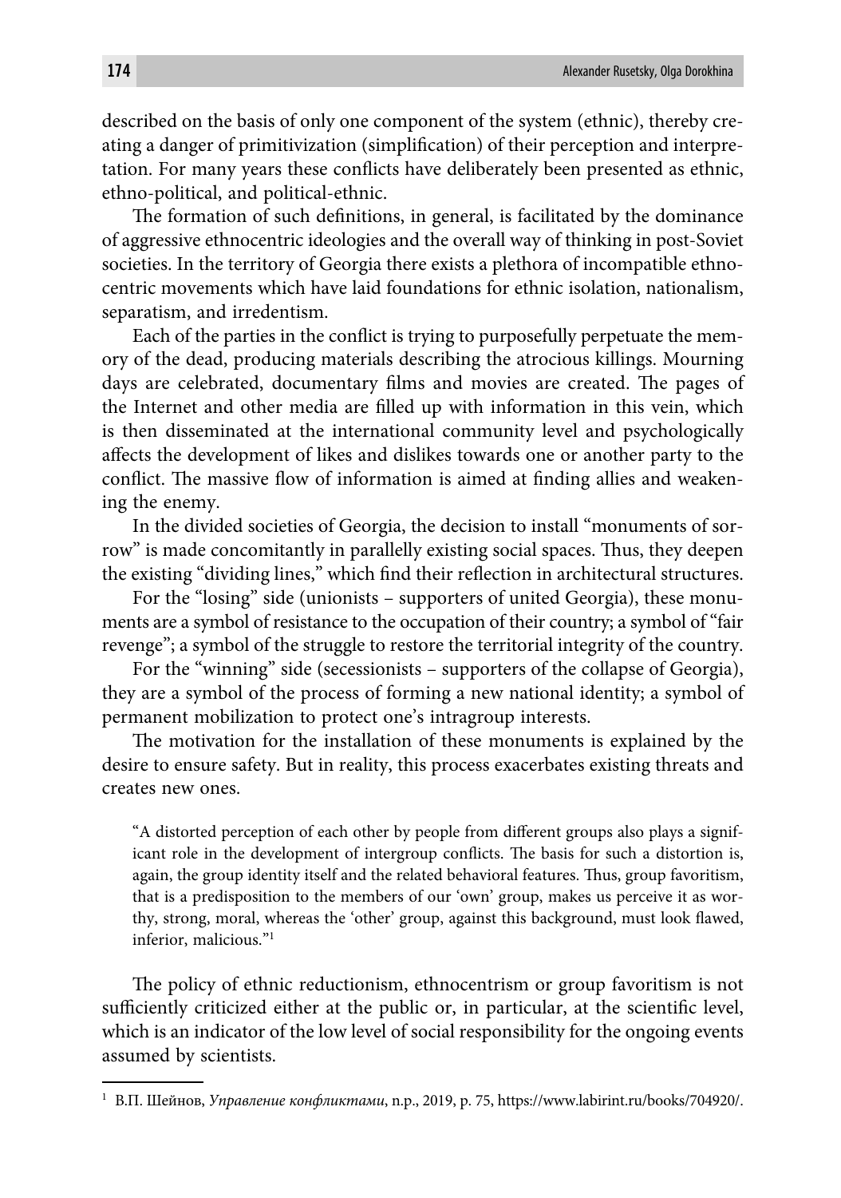described on the basis of only one component of the system (ethnic), thereby creating a danger of primitivization (simplification) of their perception and interpretation. For many years these conflicts have deliberately been presented as ethnic, ethno-political, and political-ethnic.

The formation of such definitions, in general, is facilitated by the dominance of aggressive ethnocentric ideologies and the overall way of thinking in post-Soviet societies. In the territory of Georgia there exists a plethora of incompatible ethnocentric movements which have laid foundations for ethnic isolation, nationalism, separatism, and irredentism.

Each of the parties in the conflict is trying to purposefully perpetuate the memory of the dead, producing materials describing the atrocious killings. Mourning days are celebrated, documentary films and movies are created. The pages of the Internet and other media are filled up with information in this vein, which is then disseminated at the international community level and psychologically affects the development of likes and dislikes towards one or another party to the conflict. The massive flow of information is aimed at finding allies and weakening the enemy.

In the divided societies of Georgia, the decision to install "monuments of sorrow" is made concomitantly in parallelly existing social spaces. Thus, they deepen the existing "dividing lines," which find their reflection in architectural structures.

For the "losing" side (unionists – supporters of united Georgia), these monuments are a symbol of resistance to the occupation of their country; a symbol of "fair revenge"; a symbol of the struggle to restore the territorial integrity of the country.

For the "winning" side (secessionists – supporters of the collapse of Georgia), they are a symbol of the process of forming a new national identity; a symbol of permanent mobilization to protect one's intragroup interests.

The motivation for the installation of these monuments is explained by the desire to ensure safety. But in reality, this process exacerbates existing threats and creates new ones.

> "A distorted perception of each other by people from different groups also plays a significant role in the development of intergroup conflicts. The basis for such a distortion is, again, the group identity itself and the related behavioral features. Thus, group favoritism, that is a predisposition to the members of our 'own' group, makes us perceive it as worthy, strong, moral, whereas the 'other' group, against this background, must look flawed, inferior, malicious."[1]

The policy of ethnic reductionism, ethnocentrism or group favoritism is not sufficiently criticized either at the public or, in particular, at the scientific level, which is an indicator of the low level of social responsibility for the ongoing events assumed by scientists.

---

[1] В.П. Шейнов, *Управление конфликтами*, n.p., 2019, p. 75, https://www.labirint.ru/books/704920/.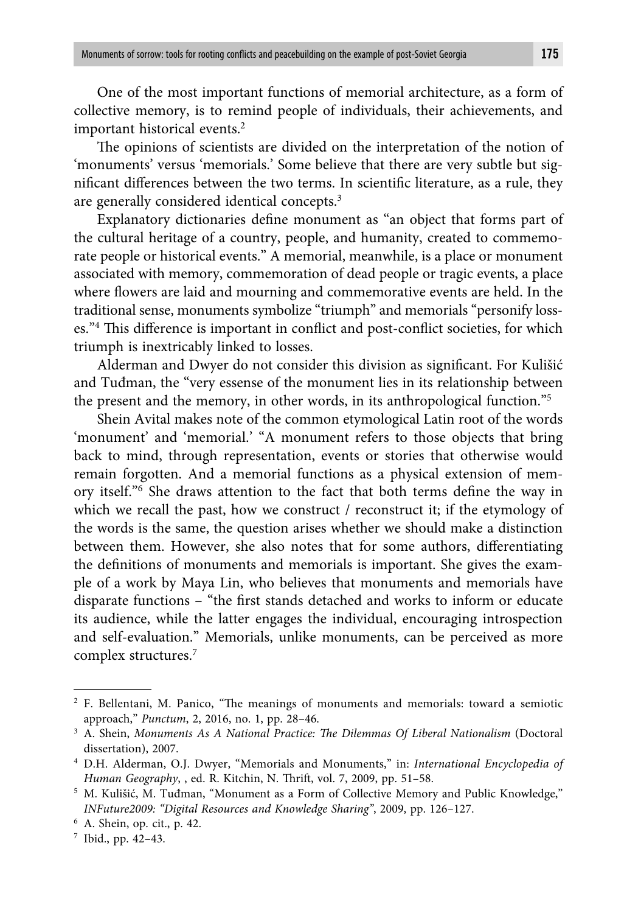One of the most important functions of memorial architecture, as a form of collective memory, is to remind people of individuals, their achievements, and important historical events.[2]

The opinions of scientists are divided on the interpretation of the notion of 'monuments' versus 'memorials.' Some believe that there are very subtle but significant differences between the two terms. In scientific literature, as a rule, they are generally considered identical concepts.[3]

Explanatory dictionaries define monument as "an object that forms part of the cultural heritage of a country, people, and humanity, created to commemorate people or historical events." A memorial, meanwhile, is a place or monument associated with memory, commemoration of dead people or tragic events, a place where flowers are laid and mourning and commemorative events are held. In the traditional sense, monuments symbolize "triumph" and memorials "personify losses."[4] This difference is important in conflict and post-conflict societies, for which triumph is inextricably linked to losses.

Alderman and Dwyer do not consider this division as significant. For Kulišić and Tuđman, the "very essense of the monument lies in its relationship between the present and the memory, in other words, in its anthropological function."[5]

Shein Avital makes note of the common etymological Latin root of the words 'monument' and 'memorial.' "A monument refers to those objects that bring back to mind, through representation, events or stories that otherwise would remain forgotten. And a memorial functions as a physical extension of memory itself."[6] She draws attention to the fact that both terms define the way in which we recall the past, how we construct / reconstruct it; if the etymology of the words is the same, the question arises whether we should make a distinction between them. However, she also notes that for some authors, differentiating the definitions of monuments and memorials is important. She gives the example of a work by Maya Lin, who believes that monuments and memorials have disparate functions – "the first stands detached and works to inform or educate its audience, while the latter engages the individual, encouraging introspection and self-evaluation." Memorials, unlike monuments, can be perceived as more complex structures.[7]

---

[2] F. Bellentani, M. Panico, "The meanings of monuments and memorials: toward a semiotic approach," *Punctum*, 2, 2016, no. 1, pp. 28–46.

[3] A. Shein, *Monuments As A National Practice: The Dilemmas Of Liberal Nationalism* (Doctoral dissertation), 2007.

[4] D.H. Alderman, O.J. Dwyer, "Memorials and Monuments," in: *International Encyclopedia of Human Geography*, , ed. R. Kitchin, N. Thrift, vol. 7, 2009, pp. 51–58.

[5] M. Kulišić, M. Tuđman, "Monument as a Form of Collective Memory and Public Knowledge," *INFuture2009: "Digital Resources and Knowledge Sharing"*, 2009, pp. 126–127.

[6] A. Shein, op. cit., p. 42.

[7] Ibid., pp. 42–43.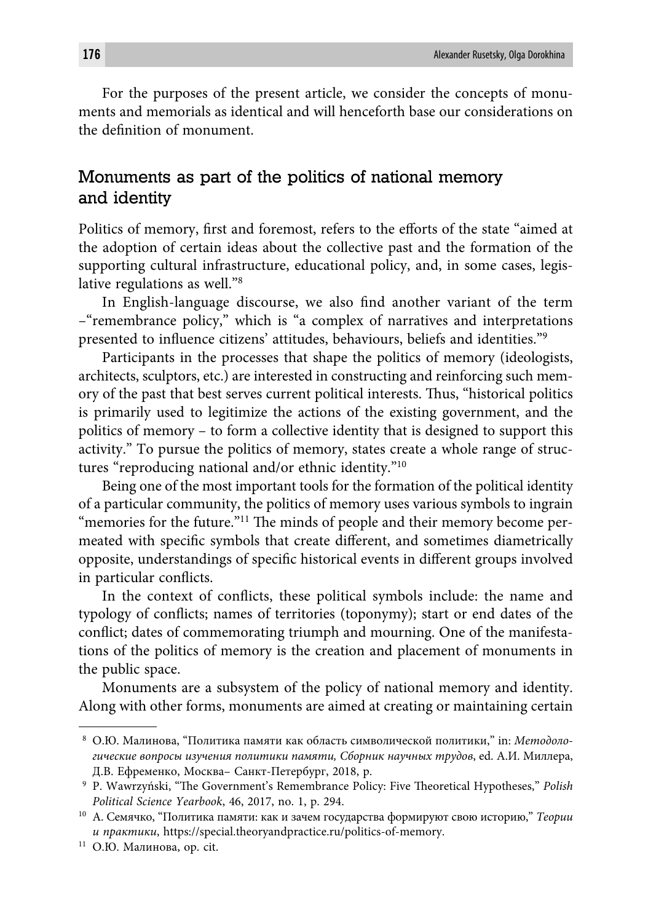For the purposes of the present article, we consider the concepts of monuments and memorials as identical and will henceforth base our considerations on the definition of monument.

## Monuments as part of the politics of national memory and identity

Politics of memory, first and foremost, refers to the efforts of the state "aimed at the adoption of certain ideas about the collective past and the formation of the supporting cultural infrastructure, educational policy, and, in some cases, legislative regulations as well."[8]

In English-language discourse, we also find another variant of the term –"remembrance policy," which is "a complex of narratives and interpretations presented to influence citizens' attitudes, behaviours, beliefs and identities."[9]

Participants in the processes that shape the politics of memory (ideologists, architects, sculptors, etc.) are interested in constructing and reinforcing such memory of the past that best serves current political interests. Thus, "historical politics is primarily used to legitimize the actions of the existing government, and the politics of memory – to form a collective identity that is designed to support this activity." To pursue the politics of memory, states create a whole range of structures "reproducing national and/or ethnic identity."[10]

Being one of the most important tools for the formation of the political identity of a particular community, the politics of memory uses various symbols to ingrain "memories for the future."[11] The minds of people and their memory become permeated with specific symbols that create different, and sometimes diametrically opposite, understandings of specific historical events in different groups involved in particular conflicts.

In the context of conflicts, these political symbols include: the name and typology of conflicts; names of territories (toponymy); start or end dates of the conflict; dates of commemorating triumph and mourning. One of the manifestations of the politics of memory is the creation and placement of monuments in the public space.

Monuments are a subsystem of the policy of national memory and identity. Along with other forms, monuments are aimed at creating or maintaining certain

---

[8] О.Ю. Малинова, "Политика памяти как область символической политики," in: *Методологические вопросы изучения политики памяти, Сборник научных трудов*, ed. А.И. Миллера, Д.В. Ефременко, Москва– Санкт-Петербург, 2018, p.

[9] P. Wawrzyński, "The Government's Remembrance Policy: Five Theoretical Hypotheses," *Polish Political Science Yearbook*, 46, 2017, no. 1, p. 294.

[10] А. Семячко, "Политика памяти: как и зачем государства формируют свою историю," *Теории и практики*, https://special.theoryandpractice.ru/politics-of-memory.

[11] О.Ю. Малинова, op. cit.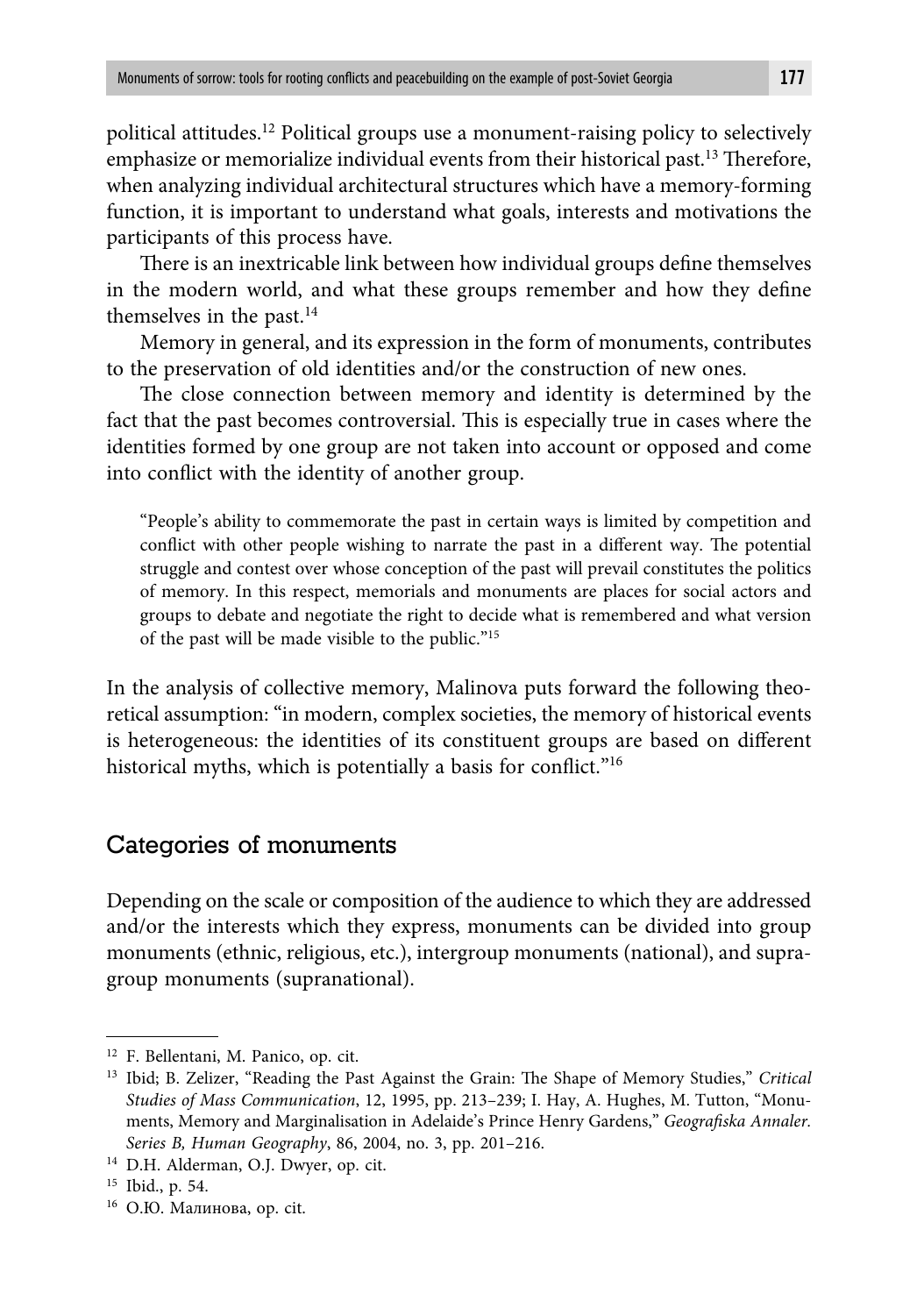political attitudes.[12] Political groups use a monument-raising policy to selectively emphasize or memorialize individual events from their historical past.[13] Therefore, when analyzing individual architectural structures which have a memory-forming function, it is important to understand what goals, interests and motivations the participants of this process have.

There is an inextricable link between how individual groups define themselves in the modern world, and what these groups remember and how they define themselves in the past.[14]

Memory in general, and its expression in the form of monuments, contributes to the preservation of old identities and/or the construction of new ones.

The close connection between memory and identity is determined by the fact that the past becomes controversial. This is especially true in cases where the identities formed by one group are not taken into account or opposed and come into conflict with the identity of another group.

> "People's ability to commemorate the past in certain ways is limited by competition and conflict with other people wishing to narrate the past in a different way. The potential struggle and contest over whose conception of the past will prevail constitutes the politics of memory. In this respect, memorials and monuments are places for social actors and groups to debate and negotiate the right to decide what is remembered and what version of the past will be made visible to the public."[15]

In the analysis of collective memory, Malinova puts forward the following theoretical assumption: "in modern, complex societies, the memory of historical events is heterogeneous: the identities of its constituent groups are based on different historical myths, which is potentially a basis for conflict."[16]

## Categories of monuments

Depending on the scale or composition of the audience to which they are addressed and/or the interests which they express, monuments can be divided into group monuments (ethnic, religious, etc.), intergroup monuments (national), and supragroup monuments (supranational).

---

[12] F. Bellentani, M. Panico, op. cit.

[13] Ibid; B. Zelizer, "Reading the Past Against the Grain: The Shape of Memory Studies," *Critical Studies of Mass Communication*, 12, 1995, pp. 213–239; I. Hay, A. Hughes, M. Tutton, "Monuments, Memory and Marginalisation in Adelaide's Prince Henry Gardens," *Geografiska Annaler. Series B, Human Geography*, 86, 2004, no. 3, pp. 201–216.

[14] D.H. Alderman, O.J. Dwyer, op. cit.

[15] Ibid., p. 54.

[16] О.Ю. Малинова, op. cit.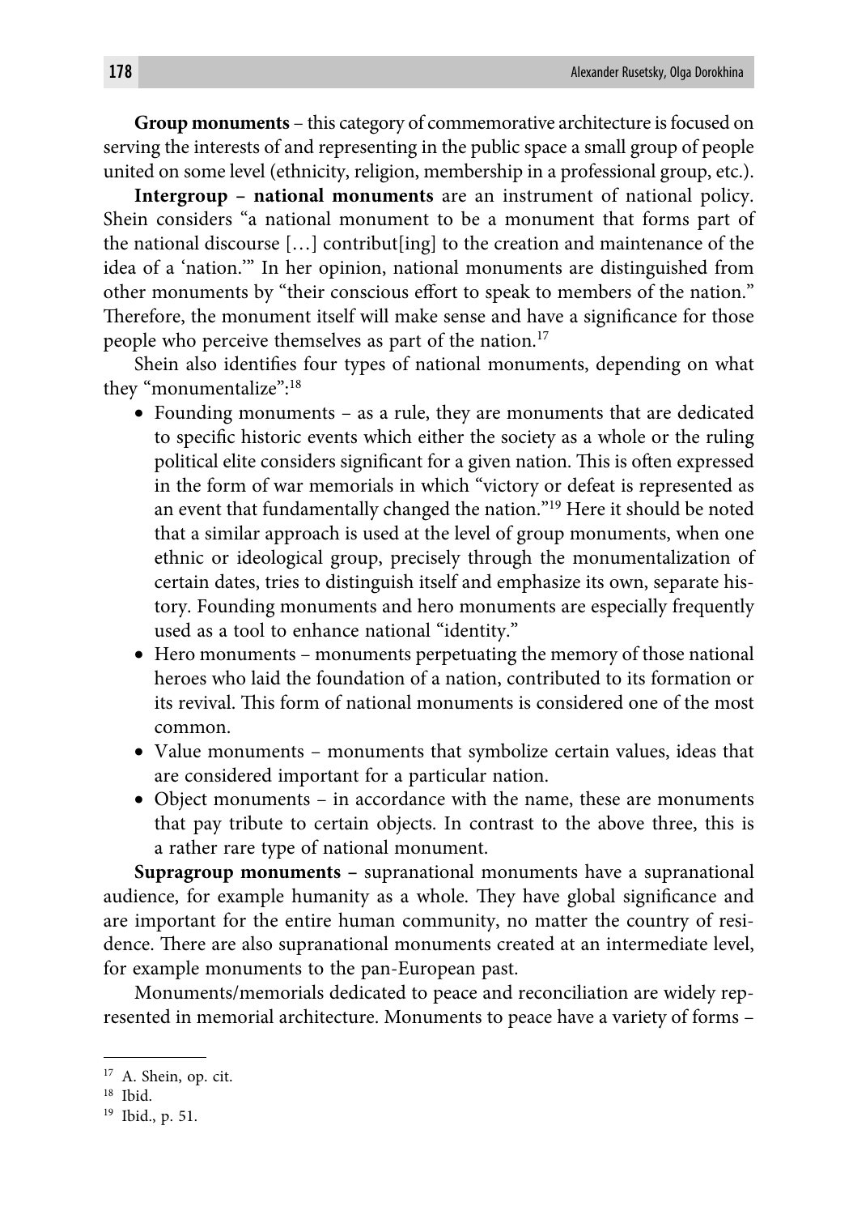**Group monuments** – this category of commemorative architecture is focused on serving the interests of and representing in the public space a small group of people united on some level (ethnicity, religion, membership in a professional group, etc.).

**Intergroup – national monuments** are an instrument of national policy. Shein considers "a national monument to be a monument that forms part of the national discourse […] contribut[ing] to the creation and maintenance of the idea of a 'nation.'" In her opinion, national monuments are distinguished from other monuments by "their conscious effort to speak to members of the nation." Therefore, the monument itself will make sense and have a significance for those people who perceive themselves as part of the nation.[17]

Shein also identifies four types of national monuments, depending on what they "monumentalize":[18]

- Founding monuments – as a rule, they are monuments that are dedicated to specific historic events which either the society as a whole or the ruling political elite considers significant for a given nation. This is often expressed in the form of war memorials in which "victory or defeat is represented as an event that fundamentally changed the nation."[19] Here it should be noted that a similar approach is used at the level of group monuments, when one ethnic or ideological group, precisely through the monumentalization of certain dates, tries to distinguish itself and emphasize its own, separate history. Founding monuments and hero monuments are especially frequently used as a tool to enhance national "identity."
- Hero monuments – monuments perpetuating the memory of those national heroes who laid the foundation of a nation, contributed to its formation or its revival. This form of national monuments is considered one of the most common.
- Value monuments – monuments that symbolize certain values, ideas that are considered important for a particular nation.
- Object monuments – in accordance with the name, these are monuments that pay tribute to certain objects. In contrast to the above three, this is a rather rare type of national monument.

**Supragroup monuments** – supranational monuments have a supranational audience, for example humanity as a whole. They have global significance and are important for the entire human community, no matter the country of residence. There are also supranational monuments created at an intermediate level, for example monuments to the pan-European past.

Monuments/memorials dedicated to peace and reconciliation are widely represented in memorial architecture. Monuments to peace have a variety of forms –

---

[17] A. Shein, op. cit.

[18] Ibid.

[19] Ibid., p. 51.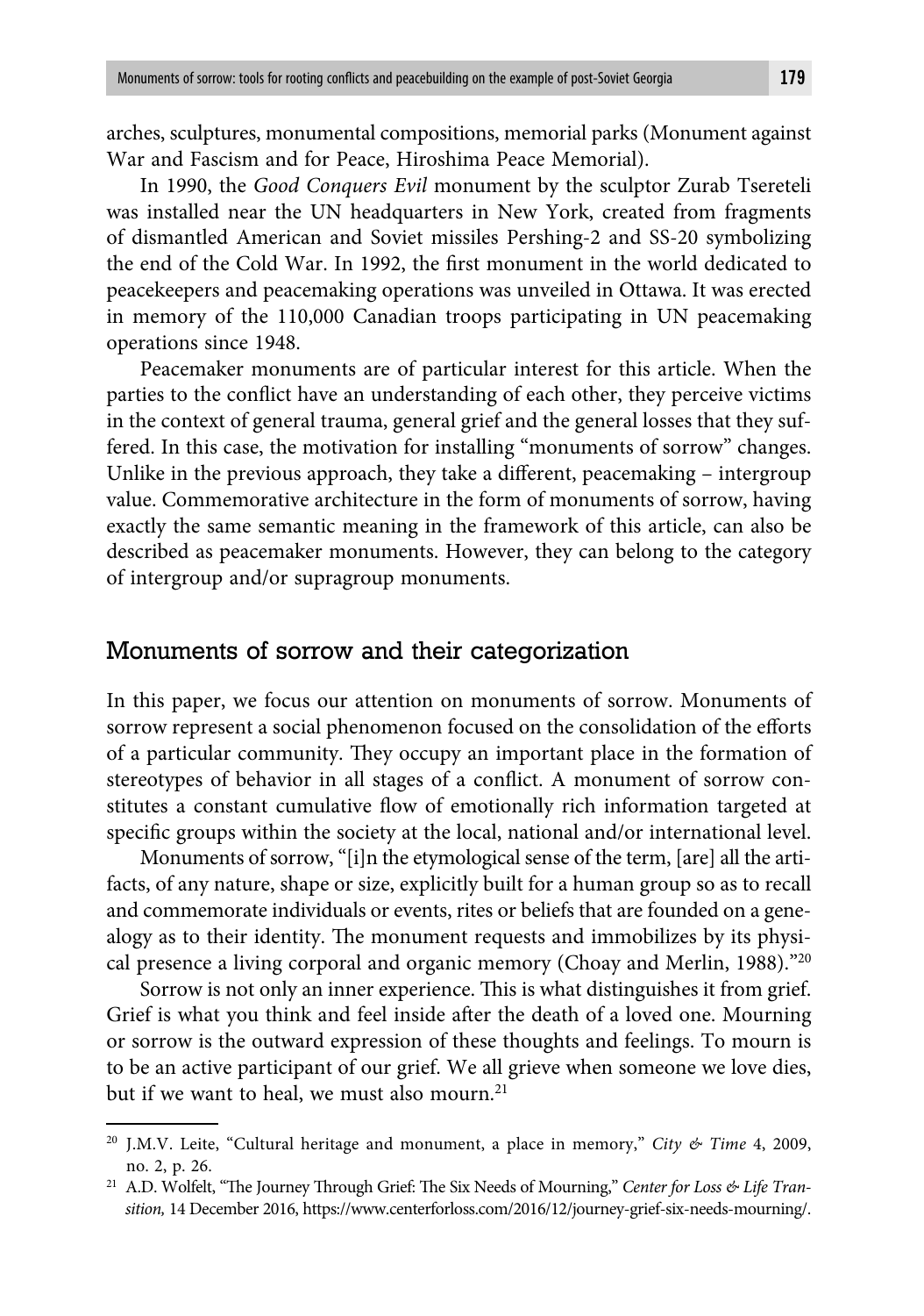arches, sculptures, monumental compositions, memorial parks (Monument against War and Fascism and for Peace, Hiroshima Peace Memorial).

In 1990, the *Good Conquers Evil* monument by the sculptor Zurab Tsereteli was installed near the UN headquarters in New York, created from fragments of dismantled American and Soviet missiles Pershing-2 and SS-20 symbolizing the end of the Cold War. In 1992, the first monument in the world dedicated to peacekeepers and peacemaking operations was unveiled in Ottawa. It was erected in memory of the 110,000 Canadian troops participating in UN peacemaking operations since 1948.

Peacemaker monuments are of particular interest for this article. When the parties to the conflict have an understanding of each other, they perceive victims in the context of general trauma, general grief and the general losses that they suffered. In this case, the motivation for installing "monuments of sorrow" changes. Unlike in the previous approach, they take a different, peacemaking – intergroup value. Commemorative architecture in the form of monuments of sorrow, having exactly the same semantic meaning in the framework of this article, can also be described as peacemaker monuments. However, they can belong to the category of intergroup and/or supragroup monuments.

## Monuments of sorrow and their categorization

In this paper, we focus our attention on monuments of sorrow. Monuments of sorrow represent a social phenomenon focused on the consolidation of the efforts of a particular community. They occupy an important place in the formation of stereotypes of behavior in all stages of a conflict. A monument of sorrow constitutes a constant cumulative flow of emotionally rich information targeted at specific groups within the society at the local, national and/or international level.

Monuments of sorrow, "[i]n the etymological sense of the term, [are] all the artifacts, of any nature, shape or size, explicitly built for a human group so as to recall and commemorate individuals or events, rites or beliefs that are founded on a genealogy as to their identity. The monument requests and immobilizes by its physical presence a living corporal and organic memory (Choay and Merlin, 1988)."[20]

Sorrow is not only an inner experience. This is what distinguishes it from grief. Grief is what you think and feel inside after the death of a loved one. Mourning or sorrow is the outward expression of these thoughts and feelings. To mourn is to be an active participant of our grief. We all grieve when someone we love dies, but if we want to heal, we must also mourn.[21]

---

[20] J.M.V. Leite, "Cultural heritage and monument, a place in memory," *City & Time* 4, 2009, no. 2, p. 26.

[21] A.D. Wolfelt, "The Journey Through Grief: The Six Needs of Mourning," *Center for Loss & Life Transition,* 14 December 2016, https://www.centerforloss.com/2016/12/journey-grief-six-needs-mourning/.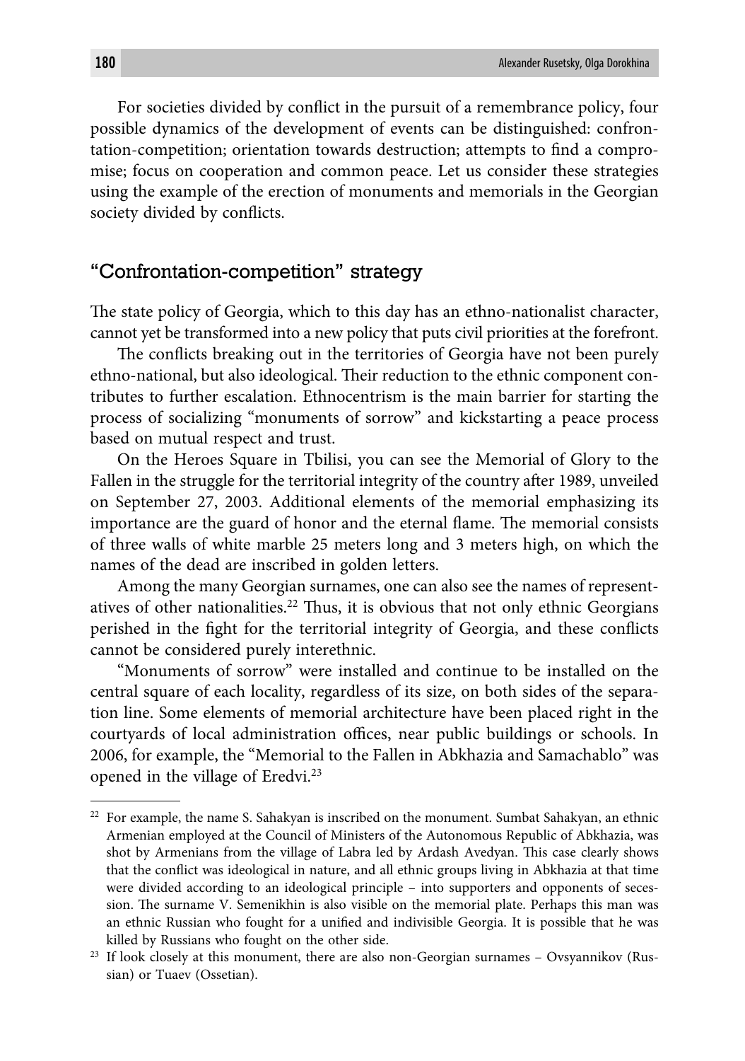For societies divided by conflict in the pursuit of a remembrance policy, four possible dynamics of the development of events can be distinguished: confrontation-competition; orientation towards destruction; attempts to find a compromise; focus on cooperation and common peace. Let us consider these strategies using the example of the erection of monuments and memorials in the Georgian society divided by conflicts.

## "Confrontation-competition" strategy

The state policy of Georgia, which to this day has an ethno-nationalist character, cannot yet be transformed into a new policy that puts civil priorities at the forefront.

The conflicts breaking out in the territories of Georgia have not been purely ethno-national, but also ideological. Their reduction to the ethnic component contributes to further escalation. Ethnocentrism is the main barrier for starting the process of socializing "monuments of sorrow" and kickstarting a peace process based on mutual respect and trust.

On the Heroes Square in Tbilisi, you can see the Memorial of Glory to the Fallen in the struggle for the territorial integrity of the country after 1989, unveiled on September 27, 2003. Additional elements of the memorial emphasizing its importance are the guard of honor and the eternal flame. The memorial consists of three walls of white marble 25 meters long and 3 meters high, on which the names of the dead are inscribed in golden letters.

Among the many Georgian surnames, one can also see the names of representatives of other nationalities.[22] Thus, it is obvious that not only ethnic Georgians perished in the fight for the territorial integrity of Georgia, and these conflicts cannot be considered purely interethnic.

"Monuments of sorrow" were installed and continue to be installed on the central square of each locality, regardless of its size, on both sides of the separation line. Some elements of memorial architecture have been placed right in the courtyards of local administration offices, near public buildings or schools. In 2006, for example, the "Memorial to the Fallen in Abkhazia and Samachablo" was opened in the village of Eredvi.[23]

---

[22] For example, the name S. Sahakyan is inscribed on the monument. Sumbat Sahakyan, an ethnic Armenian employed at the Council of Ministers of the Autonomous Republic of Abkhazia, was shot by Armenians from the village of Labra led by Ardash Avedyan. This case clearly shows that the conflict was ideological in nature, and all ethnic groups living in Abkhazia at that time were divided according to an ideological principle – into supporters and opponents of secession. The surname V. Semenikhin is also visible on the memorial plate. Perhaps this man was an ethnic Russian who fought for a unified and indivisible Georgia. It is possible that he was killed by Russians who fought on the other side.

[23] If look closely at this monument, there are also non-Georgian surnames – Ovsyannikov (Russian) or Tuaev (Ossetian).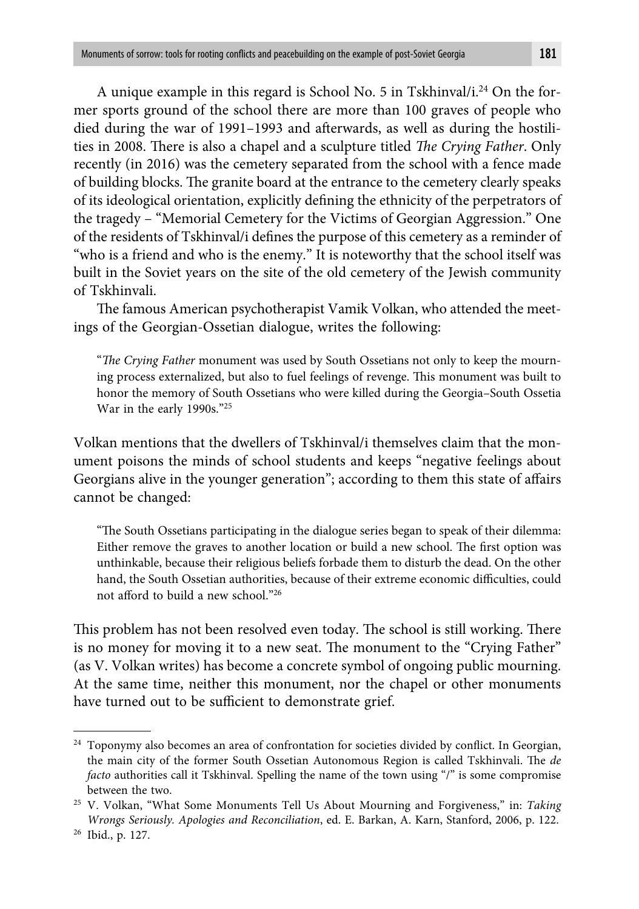A unique example in this regard is School No. 5 in Tskhinval/i.[24] On the former sports ground of the school there are more than 100 graves of people who died during the war of 1991–1993 and afterwards, as well as during the hostilities in 2008. There is also a chapel and a sculpture titled *The Crying Father*. Only recently (in 2016) was the cemetery separated from the school with a fence made of building blocks. The granite board at the entrance to the cemetery clearly speaks of its ideological orientation, explicitly defining the ethnicity of the perpetrators of the tragedy – "Memorial Cemetery for the Victims of Georgian Aggression." One of the residents of Tskhinval/i defines the purpose of this cemetery as a reminder of "who is a friend and who is the enemy." It is noteworthy that the school itself was built in the Soviet years on the site of the old cemetery of the Jewish community of Tskhinvali.

The famous American psychotherapist Vamik Volkan, who attended the meetings of the Georgian-Ossetian dialogue, writes the following:

> "*The Crying Father* monument was used by South Ossetians not only to keep the mourning process externalized, but also to fuel feelings of revenge. This monument was built to honor the memory of South Ossetians who were killed during the Georgia–South Ossetia War in the early 1990s."[25]

Volkan mentions that the dwellers of Tskhinval/i themselves claim that the monument poisons the minds of school students and keeps "negative feelings about Georgians alive in the younger generation"; according to them this state of affairs cannot be changed:

> "The South Ossetians participating in the dialogue series began to speak of their dilemma: Either remove the graves to another location or build a new school. The first option was unthinkable, because their religious beliefs forbade them to disturb the dead. On the other hand, the South Ossetian authorities, because of their extreme economic difficulties, could not afford to build a new school."[26]

This problem has not been resolved even today. The school is still working. There is no money for moving it to a new seat. The monument to the "Crying Father" (as V. Volkan writes) has become a concrete symbol of ongoing public mourning. At the same time, neither this monument, nor the chapel or other monuments have turned out to be sufficient to demonstrate grief.

---

[24] Toponymy also becomes an area of confrontation for societies divided by conflict. In Georgian, the main city of the former South Ossetian Autonomous Region is called Tskhinvali. The *de facto* authorities call it Tskhinval. Spelling the name of the town using "/" is some compromise between the two.

[25] V. Volkan, "What Some Monuments Tell Us About Mourning and Forgiveness," in: *Taking Wrongs Seriously. Apologies and Reconciliation*, ed. E. Barkan, A. Karn, Stanford, 2006, p. 122.

[26] Ibid., p. 127.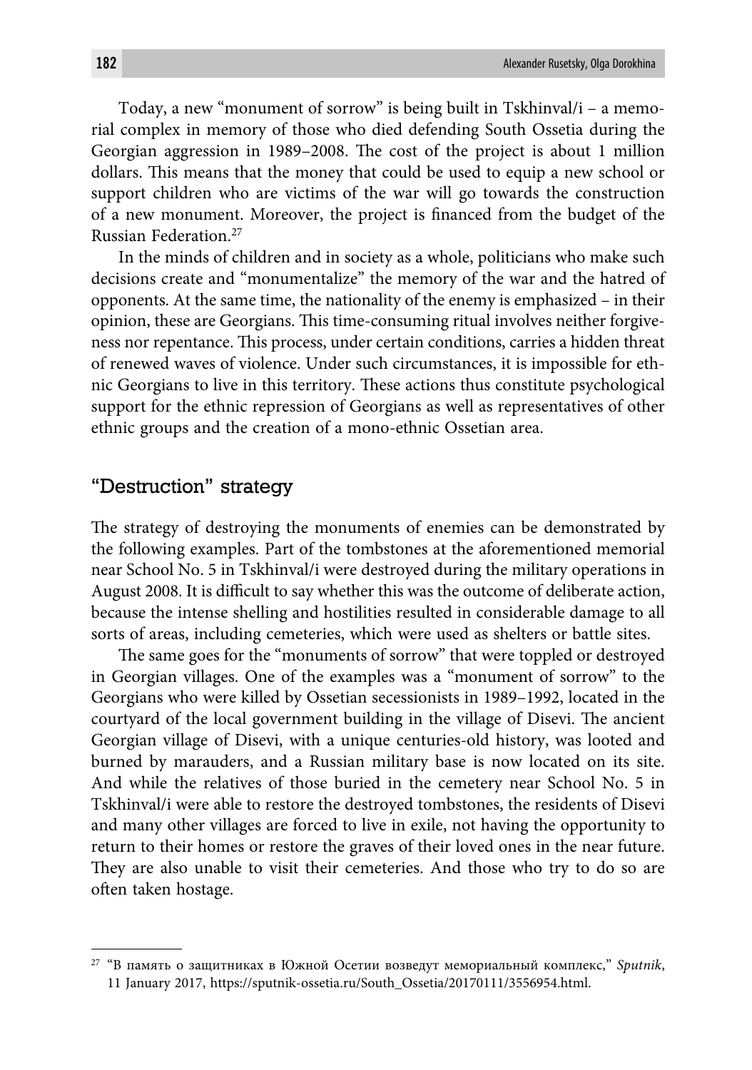Today, a new "monument of sorrow" is being built in Tskhinval/i – a memorial complex in memory of those who died defending South Ossetia during the Georgian aggression in 1989–2008. The cost of the project is about 1 million dollars. This means that the money that could be used to equip a new school or support children who are victims of the war will go towards the construction of a new monument. Moreover, the project is financed from the budget of the Russian Federation.[27]

In the minds of children and in society as a whole, politicians who make such decisions create and "monumentalize" the memory of the war and the hatred of opponents. At the same time, the nationality of the enemy is emphasized – in their opinion, these are Georgians. This time-consuming ritual involves neither forgiveness nor repentance. This process, under certain conditions, carries a hidden threat of renewed waves of violence. Under such circumstances, it is impossible for ethnic Georgians to live in this territory. These actions thus constitute psychological support for the ethnic repression of Georgians as well as representatives of other ethnic groups and the creation of a mono-ethnic Ossetian area.

## "Destruction" strategy

The strategy of destroying the monuments of enemies can be demonstrated by the following examples. Part of the tombstones at the aforementioned memorial near School No. 5 in Tskhinval/i were destroyed during the military operations in August 2008. It is difficult to say whether this was the outcome of deliberate action, because the intense shelling and hostilities resulted in considerable damage to all sorts of areas, including cemeteries, which were used as shelters or battle sites.

The same goes for the "monuments of sorrow" that were toppled or destroyed in Georgian villages. One of the examples was a "monument of sorrow" to the Georgians who were killed by Ossetian secessionists in 1989–1992, located in the courtyard of the local government building in the village of Disevi. The ancient Georgian village of Disevi, with a unique centuries-old history, was looted and burned by marauders, and a Russian military base is now located on its site. And while the relatives of those buried in the cemetery near School No. 5 in Tskhinval/i were able to restore the destroyed tombstones, the residents of Disevi and many other villages are forced to live in exile, not having the opportunity to return to their homes or restore the graves of their loved ones in the near future. They are also unable to visit their cemeteries. And those who try to do so are often taken hostage.

---

[27] "В память о защитниках в Южной Осетии возведут мемориальный комплекс," *Sputnik*, 11 January 2017, https://sputnik-ossetia.ru/South_Ossetia/20170111/3556954.html.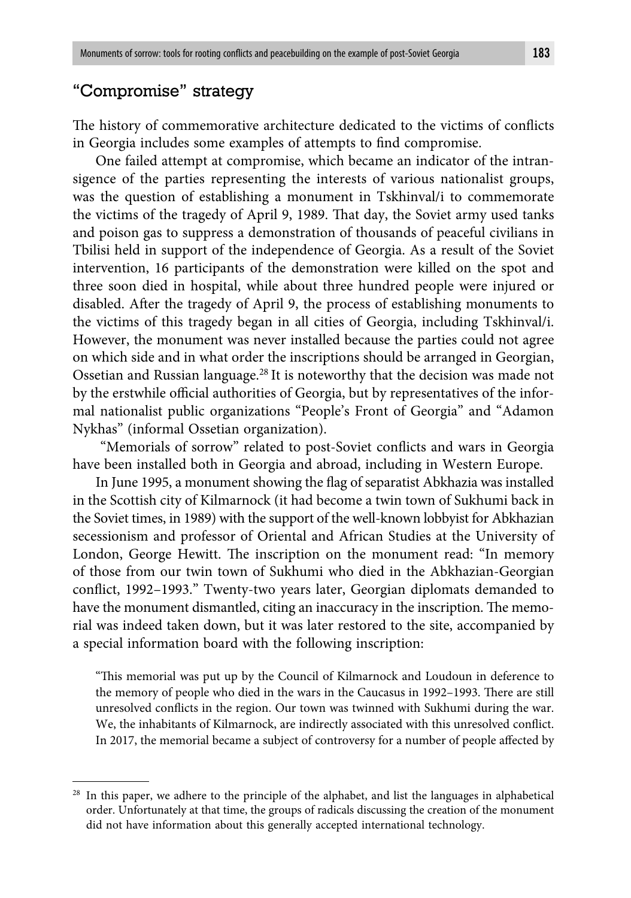## "Compromise" strategy

The history of commemorative architecture dedicated to the victims of conflicts in Georgia includes some examples of attempts to find compromise.

One failed attempt at compromise, which became an indicator of the intransigence of the parties representing the interests of various nationalist groups, was the question of establishing a monument in Tskhinval/i to commemorate the victims of the tragedy of April 9, 1989. That day, the Soviet army used tanks and poison gas to suppress a demonstration of thousands of peaceful civilians in Tbilisi held in support of the independence of Georgia. As a result of the Soviet intervention, 16 participants of the demonstration were killed on the spot and three soon died in hospital, while about three hundred people were injured or disabled. After the tragedy of April 9, the process of establishing monuments to the victims of this tragedy began in all cities of Georgia, including Tskhinval/i. However, the monument was never installed because the parties could not agree on which side and in what order the inscriptions should be arranged in Georgian, Ossetian and Russian language.[28] It is noteworthy that the decision was made not by the erstwhile official authorities of Georgia, but by representatives of the informal nationalist public organizations "People's Front of Georgia" and "Adamon Nykhas" (informal Ossetian organization).

"Memorials of sorrow" related to post-Soviet conflicts and wars in Georgia have been installed both in Georgia and abroad, including in Western Europe.

In June 1995, a monument showing the flag of separatist Abkhazia was installed in the Scottish city of Kilmarnock (it had become a twin town of Sukhumi back in the Soviet times, in 1989) with the support of the well-known lobbyist for Abkhazian secessionism and professor of Oriental and African Studies at the University of London, George Hewitt. The inscription on the monument read: "In memory of those from our twin town of Sukhumi who died in the Abkhazian-Georgian conflict, 1992–1993." Twenty-two years later, Georgian diplomats demanded to have the monument dismantled, citing an inaccuracy in the inscription. The memorial was indeed taken down, but it was later restored to the site, accompanied by a special information board with the following inscription:

> "This memorial was put up by the Council of Kilmarnock and Loudoun in deference to the memory of people who died in the wars in the Caucasus in 1992–1993. There are still unresolved conflicts in the region. Our town was twinned with Sukhumi during the war. We, the inhabitants of Kilmarnock, are indirectly associated with this unresolved conflict. In 2017, the memorial became a subject of controversy for a number of people affected by

---

[28] In this paper, we adhere to the principle of the alphabet, and list the languages in alphabetical order. Unfortunately at that time, the groups of radicals discussing the creation of the monument did not have information about this generally accepted international technology.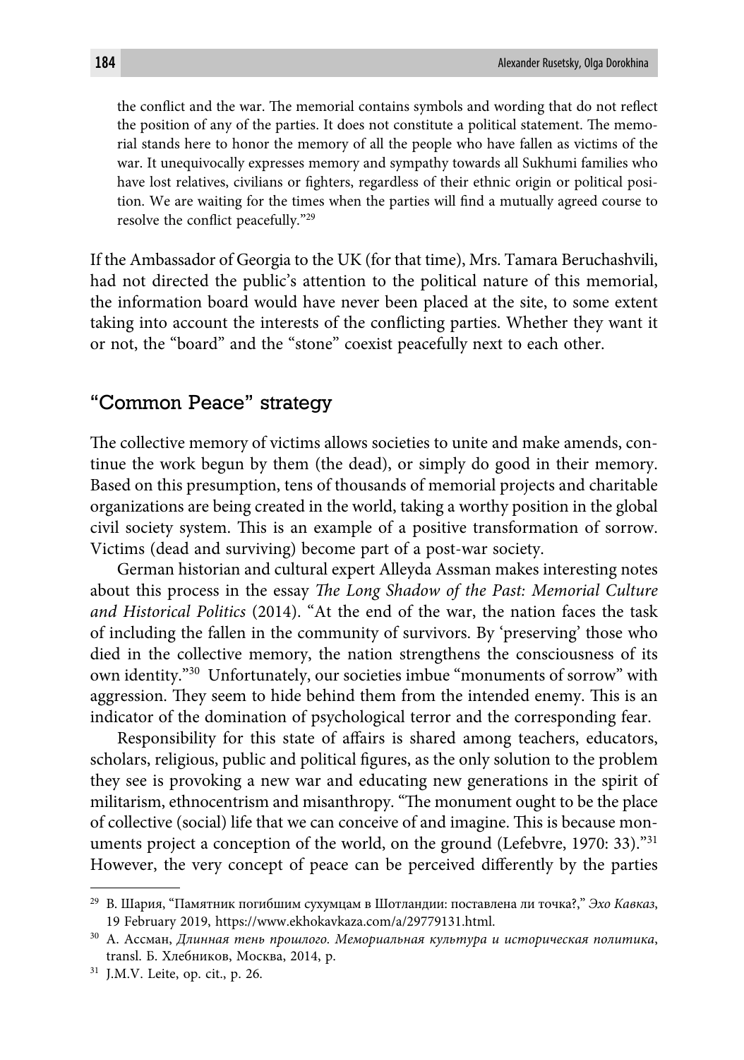> the conflict and the war. The memorial contains symbols and wording that do not reflect the position of any of the parties. It does not constitute a political statement. The memorial stands here to honor the memory of all the people who have fallen as victims of the war. It unequivocally expresses memory and sympathy towards all Sukhumi families who have lost relatives, civilians or fighters, regardless of their ethnic origin or political position. We are waiting for the times when the parties will find a mutually agreed course to resolve the conflict peacefully."[29]

If the Ambassador of Georgia to the UK (for that time), Mrs. Tamara Beruchashvili, had not directed the public's attention to the political nature of this memorial, the information board would have never been placed at the site, to some extent taking into account the interests of the conflicting parties. Whether they want it or not, the "board" and the "stone" coexist peacefully next to each other.

## "Common Peace" strategy

The collective memory of victims allows societies to unite and make amends, continue the work begun by them (the dead), or simply do good in their memory. Based on this presumption, tens of thousands of memorial projects and charitable organizations are being created in the world, taking a worthy position in the global civil society system. This is an example of a positive transformation of sorrow. Victims (dead and surviving) become part of a post-war society.

German historian and cultural expert Alleyda Assman makes interesting notes about this process in the essay *The Long Shadow of the Past: Memorial Culture and Historical Politics* (2014). "At the end of the war, the nation faces the task of including the fallen in the community of survivors. By 'preserving' those who died in the collective memory, the nation strengthens the consciousness of its own identity."[30] Unfortunately, our societies imbue "monuments of sorrow" with aggression. They seem to hide behind them from the intended enemy. This is an indicator of the domination of psychological terror and the corresponding fear.

Responsibility for this state of affairs is shared among teachers, educators, scholars, religious, public and political figures, as the only solution to the problem they see is provoking a new war and educating new generations in the spirit of militarism, ethnocentrism and misanthropy. "The monument ought to be the place of collective (social) life that we can conceive of and imagine. This is because monuments project a conception of the world, on the ground (Lefebvre, 1970: 33)."[31] However, the very concept of peace can be perceived differently by the parties

---

[29] В. Шария, "Памятник погибшим сухумцам в Шотландии: поставлена ли точка?," *Эхо Кавказ*, 19 February 2019, https://www.ekhokavkaza.com/a/29779131.html.

[30] А. Ассман, *Длинная тень прошлого. Мемориальная культура и историческая политика*, transl. Б. Хлебников, Москва, 2014, p.

[31] J.M.V. Leite, op. cit., p. 26.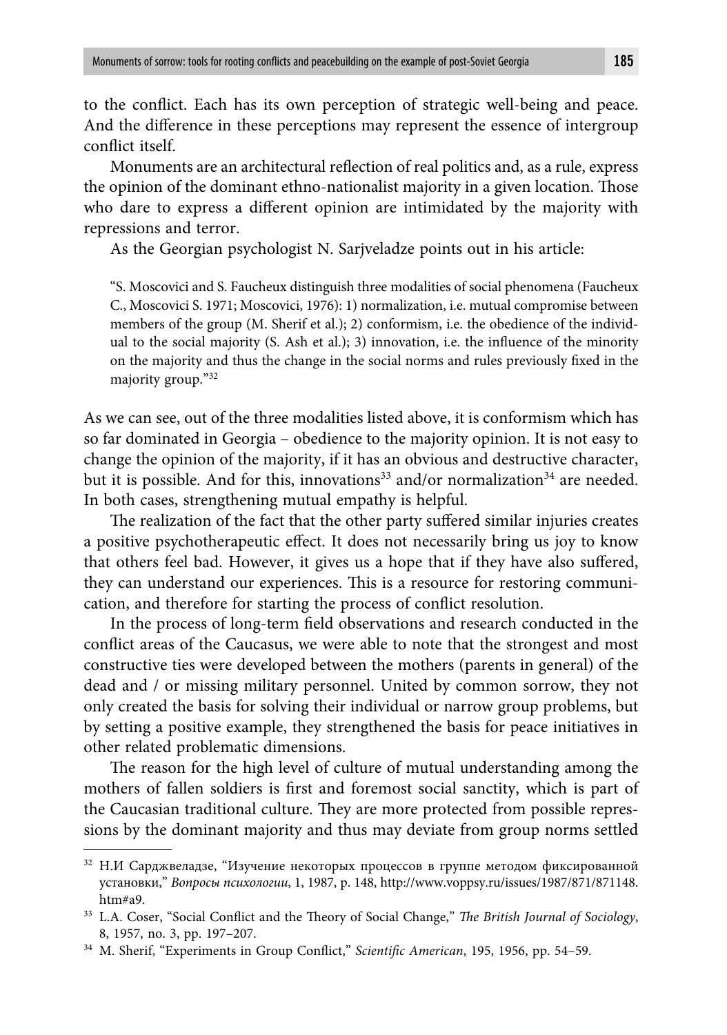to the conflict. Each has its own perception of strategic well-being and peace. And the difference in these perceptions may represent the essence of intergroup conflict itself.

Monuments are an architectural reflection of real politics and, as a rule, express the opinion of the dominant ethno-nationalist majority in a given location. Those who dare to express a different opinion are intimidated by the majority with repressions and terror.

As the Georgian psychologist N. Sarjveladze points out in his article:

> "S. Moscovici and S. Faucheux distinguish three modalities of social phenomena (Faucheux C., Moscovici S. 1971; Moscovici, 1976): 1) normalization, i.e. mutual compromise between members of the group (M. Sherif et al.); 2) conformism, i.e. the obedience of the individual to the social majority (S. Ash et al.); 3) innovation, i.e. the influence of the minority on the majority and thus the change in the social norms and rules previously fixed in the majority group."[32]

As we can see, out of the three modalities listed above, it is conformism which has so far dominated in Georgia – obedience to the majority opinion. It is not easy to change the opinion of the majority, if it has an obvious and destructive character, but it is possible. And for this, innovations[33] and/or normalization[34] are needed. In both cases, strengthening mutual empathy is helpful.

The realization of the fact that the other party suffered similar injuries creates a positive psychotherapeutic effect. It does not necessarily bring us joy to know that others feel bad. However, it gives us a hope that if they have also suffered, they can understand our experiences. This is a resource for restoring communication, and therefore for starting the process of conflict resolution.

In the process of long-term field observations and research conducted in the conflict areas of the Caucasus, we were able to note that the strongest and most constructive ties were developed between the mothers (parents in general) of the dead and / or missing military personnel. United by common sorrow, they not only created the basis for solving their individual or narrow group problems, but by setting a positive example, they strengthened the basis for peace initiatives in other related problematic dimensions.

The reason for the high level of culture of mutual understanding among the mothers of fallen soldiers is first and foremost social sanctity, which is part of the Caucasian traditional culture. They are more protected from possible repressions by the dominant majority and thus may deviate from group norms settled

---

[32] Н.И Сарджвеладзе, "Изучение некоторых процессов в группе методом фиксированной установки," *Вопросы психологии*, 1, 1987, p. 148, http://www.voppsy.ru/issues/1987/871/871148.htm#a9.

[33] L.A. Coser, "Social Conflict and the Theory of Social Change," *The British Journal of Sociology*, 8, 1957, no. 3, pp. 197–207.

[34] M. Sherif, "Experiments in Group Conflict," *Scientific American*, 195, 1956, pp. 54–59.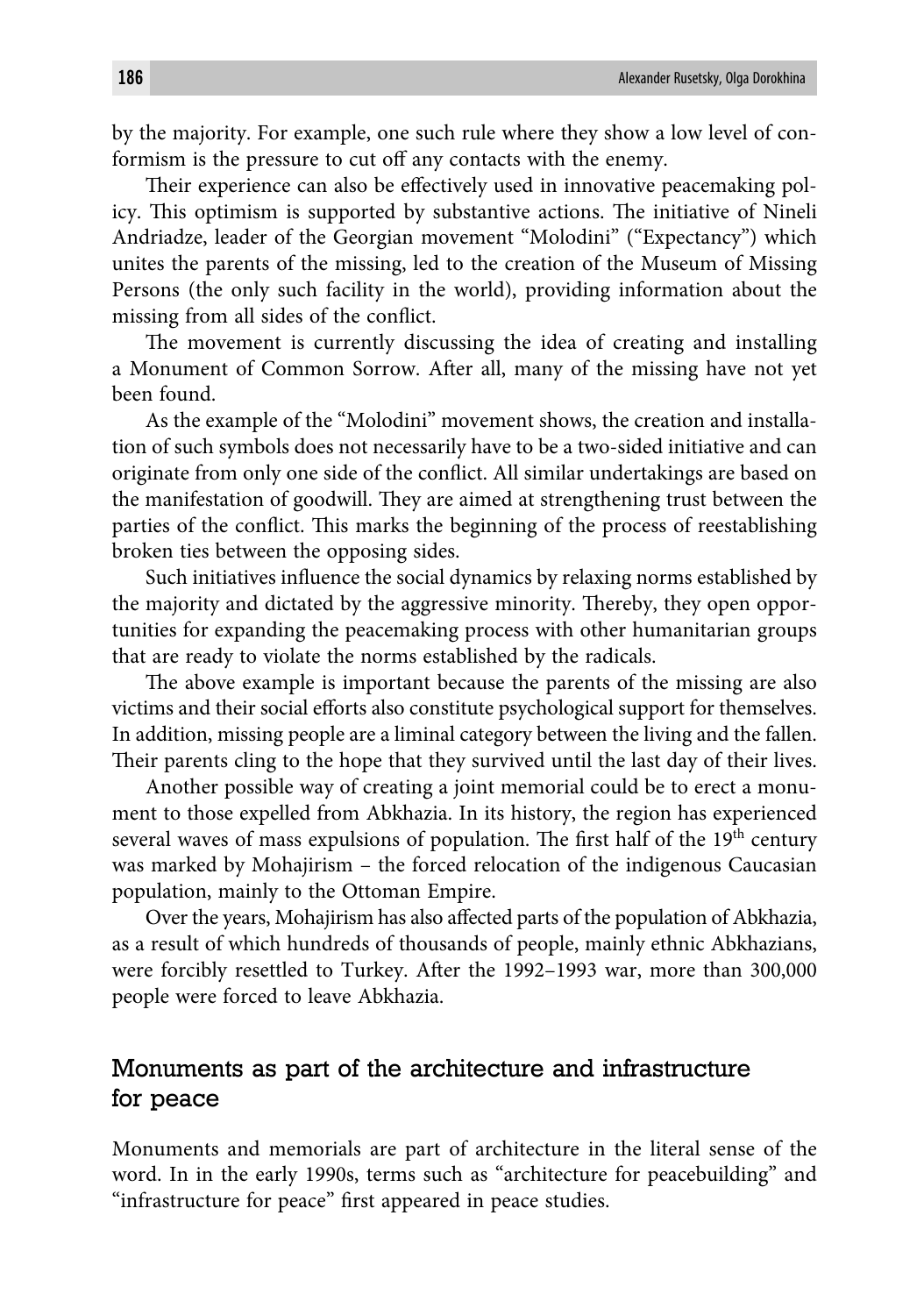by the majority. For example, one such rule where they show a low level of conformism is the pressure to cut off any contacts with the enemy.

Their experience can also be effectively used in innovative peacemaking policy. This optimism is supported by substantive actions. The initiative of Nineli Andriadze, leader of the Georgian movement "Molodini" ("Expectancy") which unites the parents of the missing, led to the creation of the Museum of Missing Persons (the only such facility in the world), providing information about the missing from all sides of the conflict.

The movement is currently discussing the idea of creating and installing a Monument of Common Sorrow. After all, many of the missing have not yet been found.

As the example of the "Molodini" movement shows, the creation and installation of such symbols does not necessarily have to be a two-sided initiative and can originate from only one side of the conflict. All similar undertakings are based on the manifestation of goodwill. They are aimed at strengthening trust between the parties of the conflict. This marks the beginning of the process of reestablishing broken ties between the opposing sides.

Such initiatives influence the social dynamics by relaxing norms established by the majority and dictated by the aggressive minority. Thereby, they open opportunities for expanding the peacemaking process with other humanitarian groups that are ready to violate the norms established by the radicals.

The above example is important because the parents of the missing are also victims and their social efforts also constitute psychological support for themselves. In addition, missing people are a liminal category between the living and the fallen. Their parents cling to the hope that they survived until the last day of their lives.

Another possible way of creating a joint memorial could be to erect a monument to those expelled from Abkhazia. In its history, the region has experienced several waves of mass expulsions of population. The first half of the 19th century was marked by Mohajirism – the forced relocation of the indigenous Caucasian population, mainly to the Ottoman Empire.

Over the years, Mohajirism has also affected parts of the population of Abkhazia, as a result of which hundreds of thousands of people, mainly ethnic Abkhazians, were forcibly resettled to Turkey. After the 1992–1993 war, more than 300,000 people were forced to leave Abkhazia.

## Monuments as part of the architecture and infrastructure for peace

Monuments and memorials are part of architecture in the literal sense of the word. In in the early 1990s, terms such as "architecture for peacebuilding" and "infrastructure for peace" first appeared in peace studies.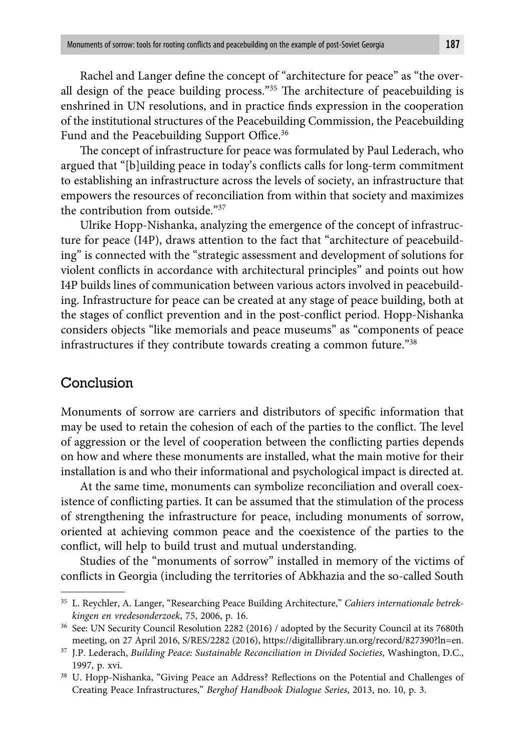Rachel and Langer define the concept of "architecture for peace" as "the overall design of the peace building process."[35] The architecture of peacebuilding is enshrined in UN resolutions, and in practice finds expression in the cooperation of the institutional structures of the Peacebuilding Commission, the Peacebuilding Fund and the Peacebuilding Support Office.[36]

The concept of infrastructure for peace was formulated by Paul Lederach, who argued that "[b]uilding peace in today's conflicts calls for long-term commitment to establishing an infrastructure across the levels of society, an infrastructure that empowers the resources of reconciliation from within that society and maximizes the contribution from outside."[37]

Ulrike Hopp-Nishanka, analyzing the emergence of the concept of infrastructure for peace (I4P), draws attention to the fact that "architecture of peacebuilding" is connected with the "strategic assessment and development of solutions for violent conflicts in accordance with architectural principles" and points out how I4P builds lines of communication between various actors involved in peacebuilding. Infrastructure for peace can be created at any stage of peace building, both at the stages of conflict prevention and in the post-conflict period. Hopp-Nishanka considers objects "like memorials and peace museums" as "components of peace infrastructures if they contribute towards creating a common future."[38]

## Conclusion

Monuments of sorrow are carriers and distributors of specific information that may be used to retain the cohesion of each of the parties to the conflict. The level of aggression or the level of cooperation between the conflicting parties depends on how and where these monuments are installed, what the main motive for their installation is and who their informational and psychological impact is directed at.

At the same time, monuments can symbolize reconciliation and overall coexistence of conflicting parties. It can be assumed that the stimulation of the process of strengthening the infrastructure for peace, including monuments of sorrow, oriented at achieving common peace and the coexistence of the parties to the conflict, will help to build trust and mutual understanding.

Studies of the "monuments of sorrow" installed in memory of the victims of conflicts in Georgia (including the territories of Abkhazia and the so-called South

---

[35] L. Reychler, A. Langer, "Researching Peace Building Architecture," *Cahiers internationale betrekkingen en vredesonderzoek*, 75, 2006, p. 16.

[36] See: UN Security Council Resolution 2282 (2016) / adopted by the Security Council at its 7680th meeting, on 27 April 2016, S/RES/2282 (2016), https://digitallibrary.un.org/record/827390?ln=en.

[37] J.P. Lederach, *Building Peace: Sustainable Reconciliation in Divided Societies*, Washington, D.C., 1997, p. xvi.

[38] U. Hopp-Nishanka, "Giving Peace an Address? Reflections on the Potential and Challenges of Creating Peace Infrastructures," *Berghof Handbook Dialogue Series*, 2013, no. 10, p. 3.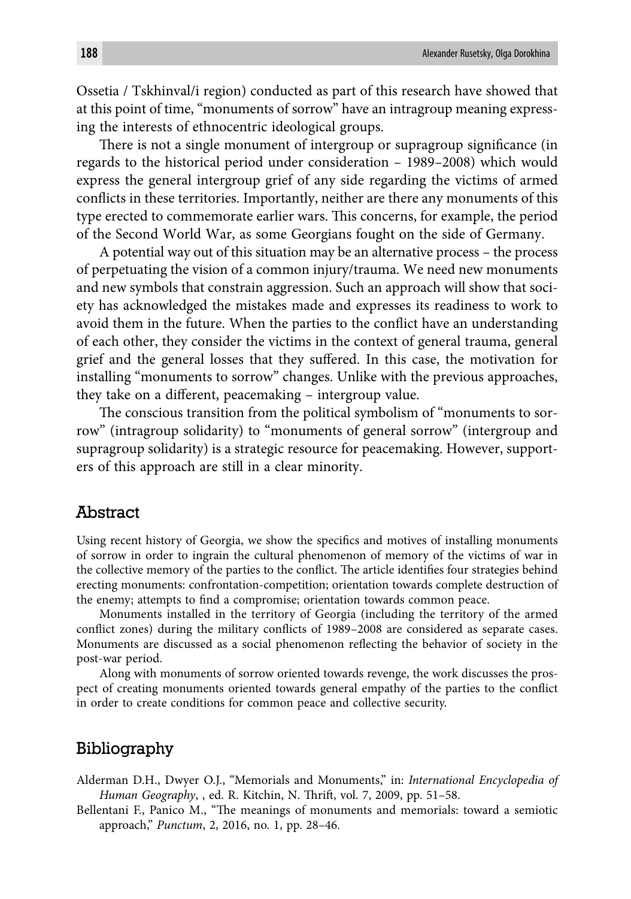Ossetia / Tskhinval/i region) conducted as part of this research have showed that at this point of time, "monuments of sorrow" have an intragroup meaning expressing the interests of ethnocentric ideological groups.

There is not a single monument of intergroup or supragroup significance (in regards to the historical period under consideration – 1989–2008) which would express the general intergroup grief of any side regarding the victims of armed conflicts in these territories. Importantly, neither are there any monuments of this type erected to commemorate earlier wars. This concerns, for example, the period of the Second World War, as some Georgians fought on the side of Germany.

A potential way out of this situation may be an alternative process – the process of perpetuating the vision of a common injury/trauma. We need new monuments and new symbols that constrain aggression. Such an approach will show that society has acknowledged the mistakes made and expresses its readiness to work to avoid them in the future. When the parties to the conflict have an understanding of each other, they consider the victims in the context of general trauma, general grief and the general losses that they suffered. In this case, the motivation for installing "monuments to sorrow" changes. Unlike with the previous approaches, they take on a different, peacemaking – intergroup value.

The conscious transition from the political symbolism of "monuments to sorrow" (intragroup solidarity) to "monuments of general sorrow" (intergroup and supragroup solidarity) is a strategic resource for peacemaking. However, supporters of this approach are still in a clear minority.

## Abstract

Using recent history of Georgia, we show the specifics and motives of installing monuments of sorrow in order to ingrain the cultural phenomenon of memory of the victims of war in the collective memory of the parties to the conflict. The article identifies four strategies behind erecting monuments: confrontation-competition; orientation towards complete destruction of the enemy; attempts to find a compromise; orientation towards common peace.

Monuments installed in the territory of Georgia (including the territory of the armed conflict zones) during the military conflicts of 1989–2008 are considered as separate cases. Monuments are discussed as a social phenomenon reflecting the behavior of society in the post-war period.

Along with monuments of sorrow oriented towards revenge, the work discusses the prospect of creating monuments oriented towards general empathy of the parties to the conflict in order to create conditions for common peace and collective security.

## Bibliography

Alderman D.H., Dwyer O.J., "Memorials and Monuments," in: *International Encyclopedia of Human Geography*, , ed. R. Kitchin, N. Thrift, vol. 7, 2009, pp. 51–58.

Bellentani F., Panico M., "The meanings of monuments and memorials: toward a semiotic approach," *Punctum*, 2, 2016, no. 1, pp. 28–46.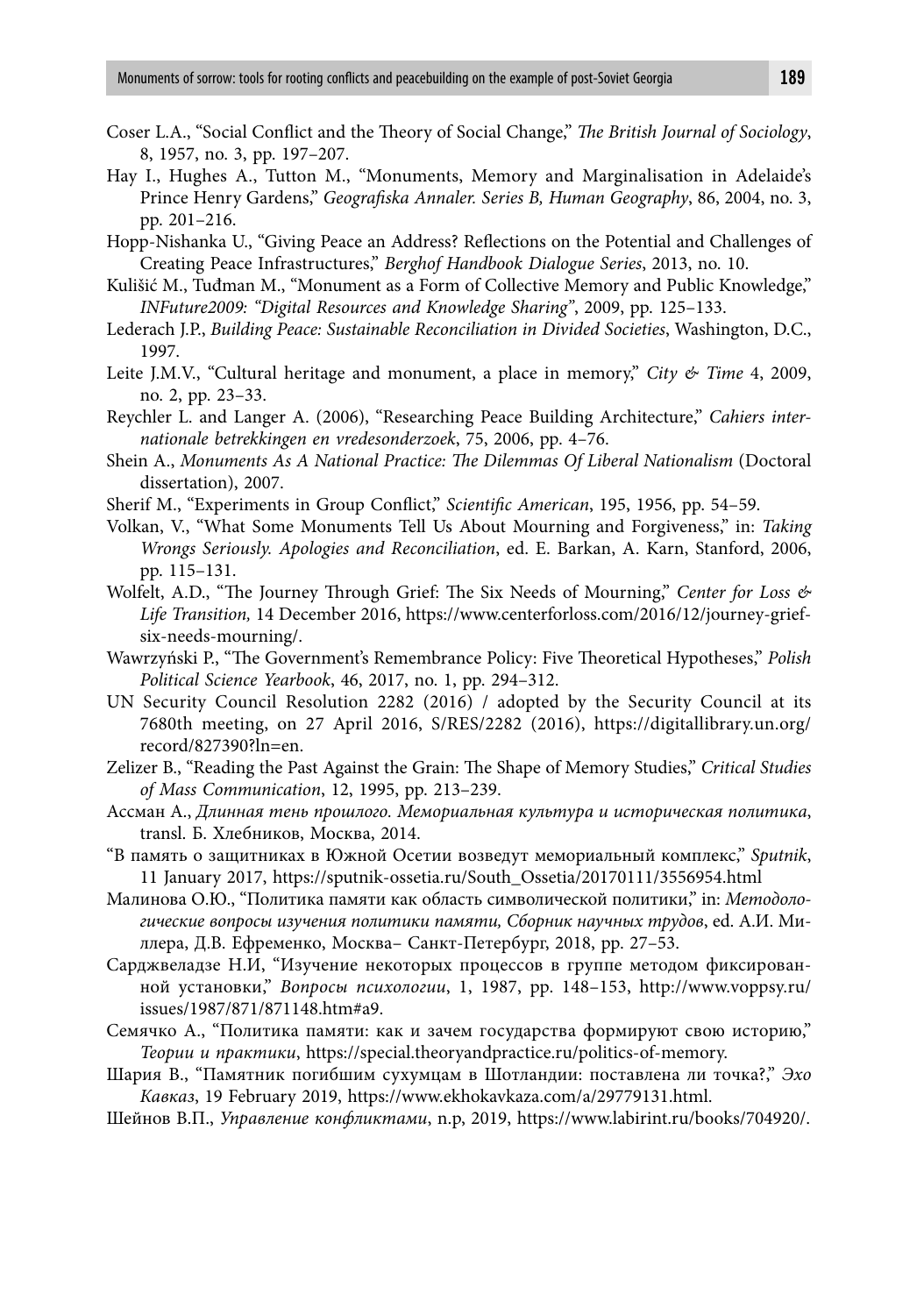Coser L.A., "Social Conflict and the Theory of Social Change," *The British Journal of Sociology*, 8, 1957, no. 3, pp. 197–207.

Hay I., Hughes A., Tutton M., "Monuments, Memory and Marginalisation in Adelaide's Prince Henry Gardens," *Geografiska Annaler. Series B, Human Geography*, 86, 2004, no. 3, pp. 201–216.

Hopp-Nishanka U., "Giving Peace an Address? Reflections on the Potential and Challenges of Creating Peace Infrastructures," *Berghof Handbook Dialogue Series*, 2013, no. 10.

Kulišić M., Tuđman M., "Monument as a Form of Collective Memory and Public Knowledge," *INFuture2009: "Digital Resources and Knowledge Sharing"*, 2009, pp. 125–133.

Lederach J.P., *Building Peace: Sustainable Reconciliation in Divided Societies*, Washington, D.C., 1997.

Leite J.M.V., "Cultural heritage and monument, a place in memory," *City & Time* 4, 2009, no. 2, pp. 23–33.

Reychler L. and Langer A. (2006), "Researching Peace Building Architecture," *Cahiers internationale betrekkingen en vredesonderzoek*, 75, 2006, pp. 4–76.

Shein A., *Monuments As A National Practice: The Dilemmas Of Liberal Nationalism* (Doctoral dissertation), 2007.

Sherif M., "Experiments in Group Conflict," *Scientific American*, 195, 1956, pp. 54–59.

Volkan, V., "What Some Monuments Tell Us About Mourning and Forgiveness," in: *Taking Wrongs Seriously. Apologies and Reconciliation*, ed. E. Barkan, A. Karn, Stanford, 2006, pp. 115–131.

Wolfelt, A.D., "The Journey Through Grief: The Six Needs of Mourning," *Center for Loss & Life Transition,* 14 December 2016, https://www.centerforloss.com/2016/12/journey-grief-six-needs-mourning/.

Wawrzyński P., "The Government's Remembrance Policy: Five Theoretical Hypotheses," *Polish Political Science Yearbook*, 46, 2017, no. 1, pp. 294–312.

UN Security Council Resolution 2282 (2016) / adopted by the Security Council at its 7680th meeting, on 27 April 2016, S/RES/2282 (2016), https://digitallibrary.un.org/record/827390?ln=en.

Zelizer B., "Reading the Past Against the Grain: The Shape of Memory Studies," *Critical Studies of Mass Communication*, 12, 1995, pp. 213–239.

Ассман А., *Длинная тень прошлого. Мемориальная культура и историческая политика*, transl. Б. Хлебников, Москва, 2014.

"В память о защитниках в Южной Осетии возведут мемориальный комплекс," *Sputnik*, 11 January 2017, https://sputnik-ossetia.ru/South_Ossetia/20170111/3556954.html

Малинова О.Ю., "Политика памяти как область символической политики," in: *Методологические вопросы изучения политики памяти, Сборник научных трудов*, ed. А.И. Миллера, Д.В. Ефременко, Москва– Санкт-Петербург, 2018, pp. 27–53.

Сарджвеладзе Н.И, "Изучение некоторых процессов в группе методом фиксированной установки," *Вопросы психологии*, 1, 1987, pp. 148–153, http://www.voppsy.ru/issues/1987/871/871148.htm#a9.

Семячко А., "Политика памяти: как и зачем государства формируют свою историю," *Теории и практики*, https://special.theoryandpractice.ru/politics-of-memory.

Шария В., "Памятник погибшим сухумцам в Шотландии: поставлена ли точка?," *Эхо Кавказ*, 19 February 2019, https://www.ekhokavkaza.com/a/29779131.html.

Шейнов В.П., *Управление конфликтами*, n.p, 2019, https://www.labirint.ru/books/704920/.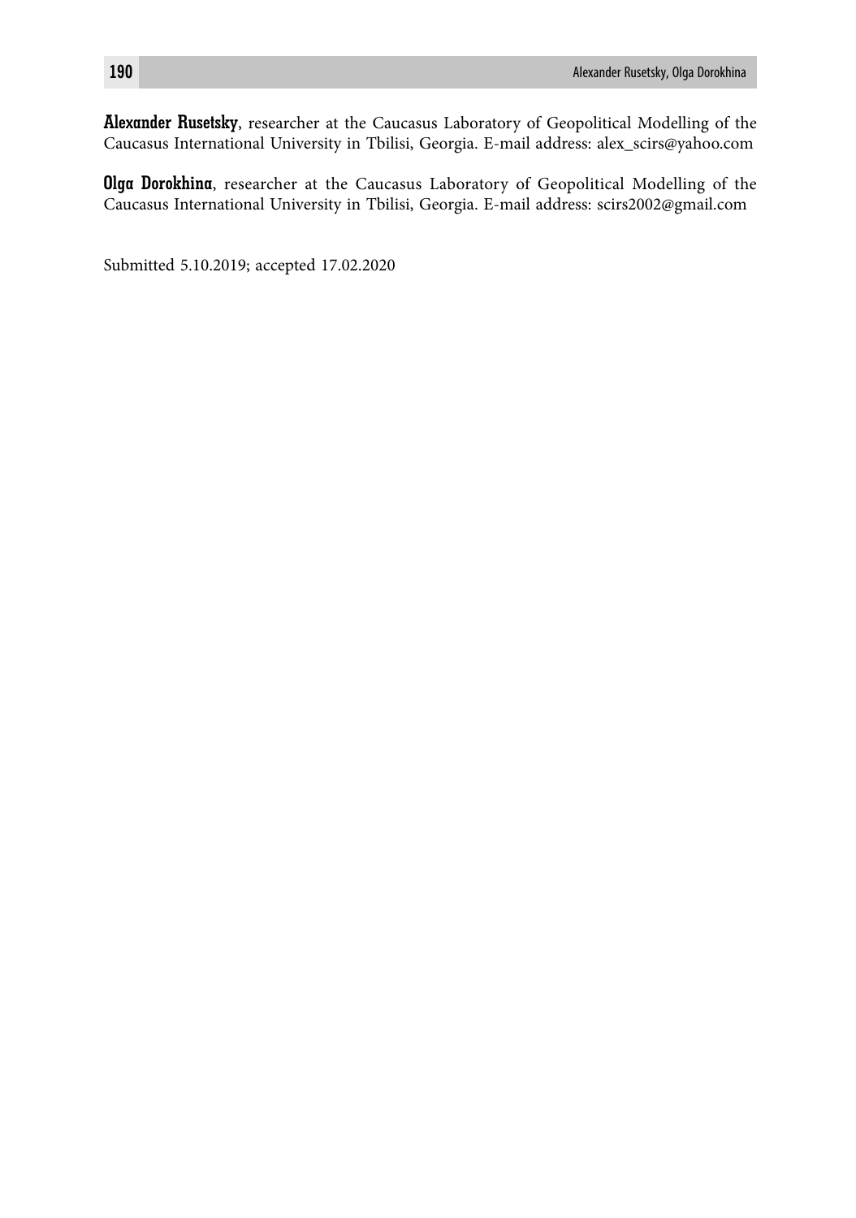**Alexander Rusetsky**, researcher at the Caucasus Laboratory of Geopolitical Modelling of the Caucasus International University in Tbilisi, Georgia. E-mail address: alex_scirs@yahoo.com

**Olga Dorokhina**, researcher at the Caucasus Laboratory of Geopolitical Modelling of the Caucasus International University in Tbilisi, Georgia. E-mail address: scirs2002@gmail.com

Submitted 5.10.2019; accepted 17.02.2020